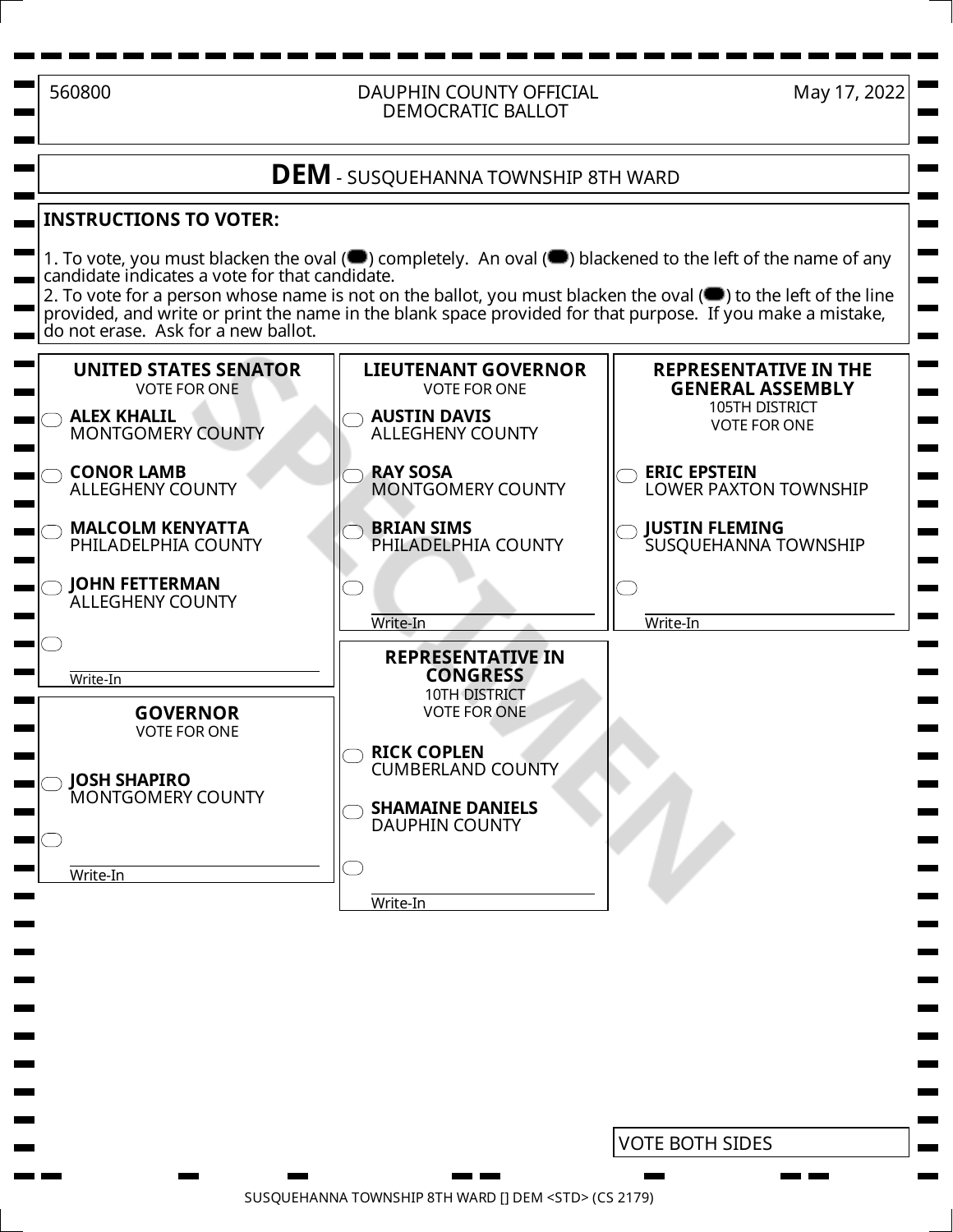560800

DAUPHIN COUNTY OFFICIAL
DEMOCRATIC BALLOT

May 17, 2022

# DEM - SUSQUEHANNA TOWNSHIP 8TH WARD

**INSTRUCTIONS TO VOTER:**

1. To vote, you must blacken the oval (⬬) completely. An oval (⬬) blackened to the left of the name of any candidate indicates a vote for that candidate.
2. To vote for a person whose name is not on the ballot, you must blacken the oval (⬬) to the left of the line provided, and write or print the name in the blank space provided for that purpose. If you make a mistake, do not erase. Ask for a new ballot.

## UNITED STATES SENATOR
VOTE FOR ONE

- ⬭ **ALEX KHALIL**
  MONTGOMERY COUNTY
- ⬭ **CONOR LAMB**
  ALLEGHENY COUNTY
- ⬭ **MALCOLM KENYATTA**
  PHILADELPHIA COUNTY
- ⬭ **JOHN FETTERMAN**
  ALLEGHENY COUNTY
- ⬭ ____________ Write-In

## GOVERNOR
VOTE FOR ONE

- ⬭ **JOSH SHAPIRO**
  MONTGOMERY COUNTY
- ⬭ ____________ Write-In

## LIEUTENANT GOVERNOR
VOTE FOR ONE

- ⬭ **AUSTIN DAVIS**
  ALLEGHENY COUNTY
- ⬭ **RAY SOSA**
  MONTGOMERY COUNTY
- ⬭ **BRIAN SIMS**
  PHILADELPHIA COUNTY
- ⬭ ____________ Write-In

## REPRESENTATIVE IN CONGRESS
10TH DISTRICT
VOTE FOR ONE

- ⬭ **RICK COPLEN**
  CUMBERLAND COUNTY
- ⬭ **SHAMAINE DANIELS**
  DAUPHIN COUNTY
- ⬭ ____________ Write-In

## REPRESENTATIVE IN THE GENERAL ASSEMBLY
105TH DISTRICT
VOTE FOR ONE

- ⬭ **ERIC EPSTEIN**
  LOWER PAXTON TOWNSHIP
- ⬭ **JUSTIN FLEMING**
  SUSQUEHANNA TOWNSHIP
- ⬭ ____________ Write-In

VOTE BOTH SIDES

SUSQUEHANNA TOWNSHIP 8TH WARD [] DEM <STD> (CS 2179)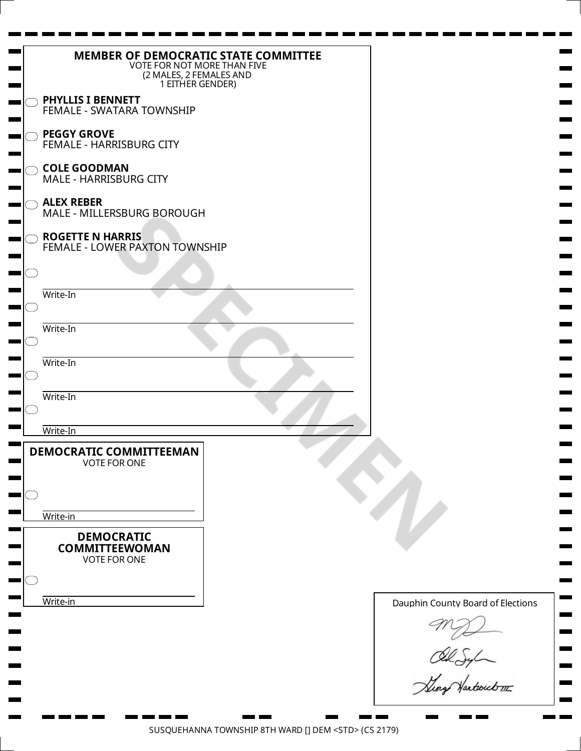## MEMBER OF DEMOCRATIC STATE COMMITTEE

VOTE FOR NOT MORE THAN FIVE
(2 MALES, 2 FEMALES AND
1 EITHER GENDER)

- **PHYLLIS I BENNETT**
  FEMALE - SWATARA TOWNSHIP
- **PEGGY GROVE**
  FEMALE - HARRISBURG CITY
- **COLE GOODMAN**
  MALE - HARRISBURG CITY
- **ALEX REBER**
  MALE - MILLERSBURG BOROUGH
- **ROGETTE N HARRIS**
  FEMALE - LOWER PAXTON TOWNSHIP
- Write-In
- Write-In
- Write-In
- Write-In
- Write-In

## DEMOCRATIC COMMITTEEMAN

VOTE FOR ONE

- Write-in

## DEMOCRATIC COMMITTEEWOMAN

VOTE FOR ONE

- Write-in

Dauphin County Board of Elections

SPECIMEN

SUSQUEHANNA TOWNSHIP 8TH WARD [] DEM <STD> (CS 2179)